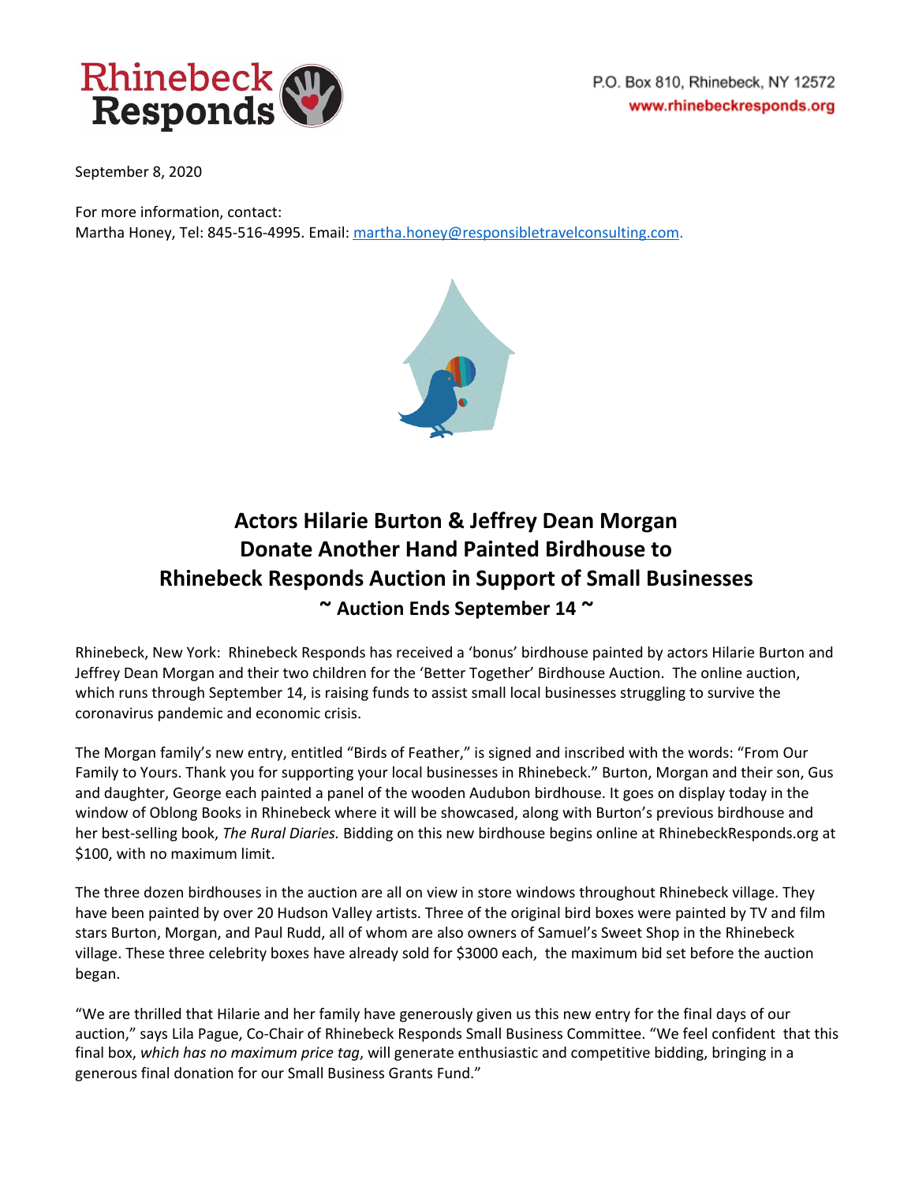Rhinebeck Responds

P.O. Box 810, Rhinebeck, NY 12572
www.rhinebeckresponds.org

September 8, 2020

For more information, contact:
Martha Honey, Tel: 845-516-4995. Email: martha.honey@responsibletravelconsulting.com.

# Actors Hilarie Burton & Jeffrey Dean Morgan Donate Another Hand Painted Birdhouse to Rhinebeck Responds Auction in Support of Small Businesses

## ~ Auction Ends September 14 ~

Rhinebeck, New York: Rhinebeck Responds has received a 'bonus' birdhouse painted by actors Hilarie Burton and Jeffrey Dean Morgan and their two children for the 'Better Together' Birdhouse Auction. The online auction, which runs through September 14, is raising funds to assist small local businesses struggling to survive the coronavirus pandemic and economic crisis.

The Morgan family's new entry, entitled "Birds of Feather," is signed and inscribed with the words: "From Our Family to Yours. Thank you for supporting your local businesses in Rhinebeck." Burton, Morgan and their son, Gus and daughter, George each painted a panel of the wooden Audubon birdhouse. It goes on display today in the window of Oblong Books in Rhinebeck where it will be showcased, along with Burton's previous birdhouse and her best-selling book, *The Rural Diaries.* Bidding on this new birdhouse begins online at RhinebeckResponds.org at $100, with no maximum limit.

The three dozen birdhouses in the auction are all on view in store windows throughout Rhinebeck village. They have been painted by over 20 Hudson Valley artists. Three of the original bird boxes were painted by TV and film stars Burton, Morgan, and Paul Rudd, all of whom are also owners of Samuel's Sweet Shop in the Rhinebeck village. These three celebrity boxes have already sold for $3000 each, the maximum bid set before the auction began.

"We are thrilled that Hilarie and her family have generously given us this new entry for the final days of our auction," says Lila Pague, Co-Chair of Rhinebeck Responds Small Business Committee. "We feel confident that this final box, *which has no maximum price tag*, will generate enthusiastic and competitive bidding, bringing in a generous final donation for our Small Business Grants Fund."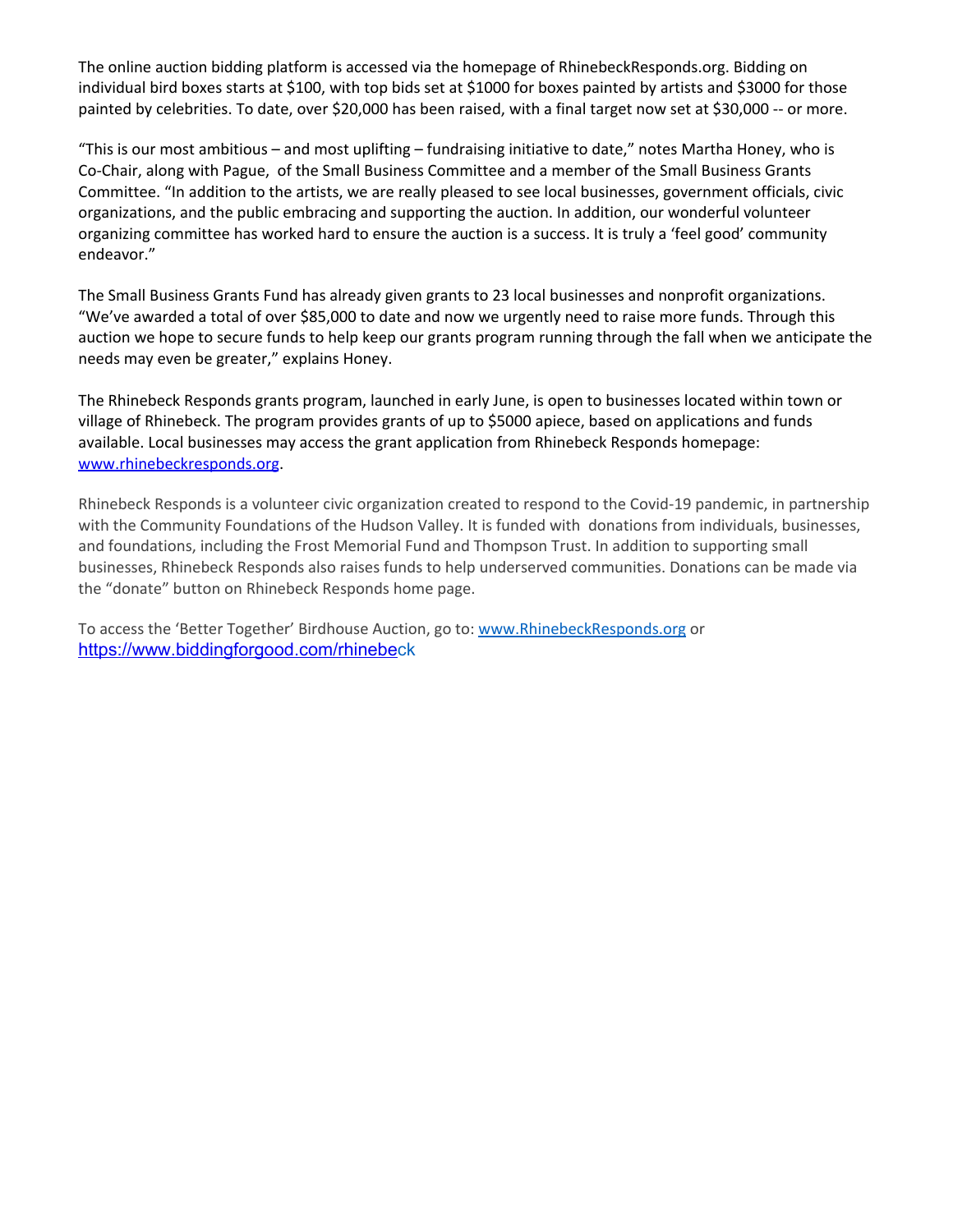The online auction bidding platform is accessed via the homepage of RhinebeckResponds.org. Bidding on individual bird boxes starts at $100, with top bids set at $1000 for boxes painted by artists and $3000 for those painted by celebrities. To date, over $20,000 has been raised, with a final target now set at $30,000 -- or more.

"This is our most ambitious – and most uplifting – fundraising initiative to date," notes Martha Honey, who is Co-Chair, along with Pague, of the Small Business Committee and a member of the Small Business Grants Committee. "In addition to the artists, we are really pleased to see local businesses, government officials, civic organizations, and the public embracing and supporting the auction. In addition, our wonderful volunteer organizing committee has worked hard to ensure the auction is a success. It is truly a 'feel good' community endeavor."

The Small Business Grants Fund has already given grants to 23 local businesses and nonprofit organizations. "We've awarded a total of over $85,000 to date and now we urgently need to raise more funds. Through this auction we hope to secure funds to help keep our grants program running through the fall when we anticipate the needs may even be greater," explains Honey.

The Rhinebeck Responds grants program, launched in early June, is open to businesses located within town or village of Rhinebeck. The program provides grants of up to $5000 apiece, based on applications and funds available. Local businesses may access the grant application from Rhinebeck Responds homepage: [www.rhinebeckresponds.org](http://www.rhinebeckresponds.org).

Rhinebeck Responds is a volunteer civic organization created to respond to the Covid-19 pandemic, in partnership with the Community Foundations of the Hudson Valley. It is funded with donations from individuals, businesses, and foundations, including the Frost Memorial Fund and Thompson Trust. In addition to supporting small businesses, Rhinebeck Responds also raises funds to help underserved communities. Donations can be made via the "donate" button on Rhinebeck Responds home page.

To access the 'Better Together' Birdhouse Auction, go to: [www.RhinebeckResponds.org](http://www.RhinebeckResponds.org) or [https://www.biddingforgood.com/rhinebeck](https://www.biddingforgood.com/rhinebeck)